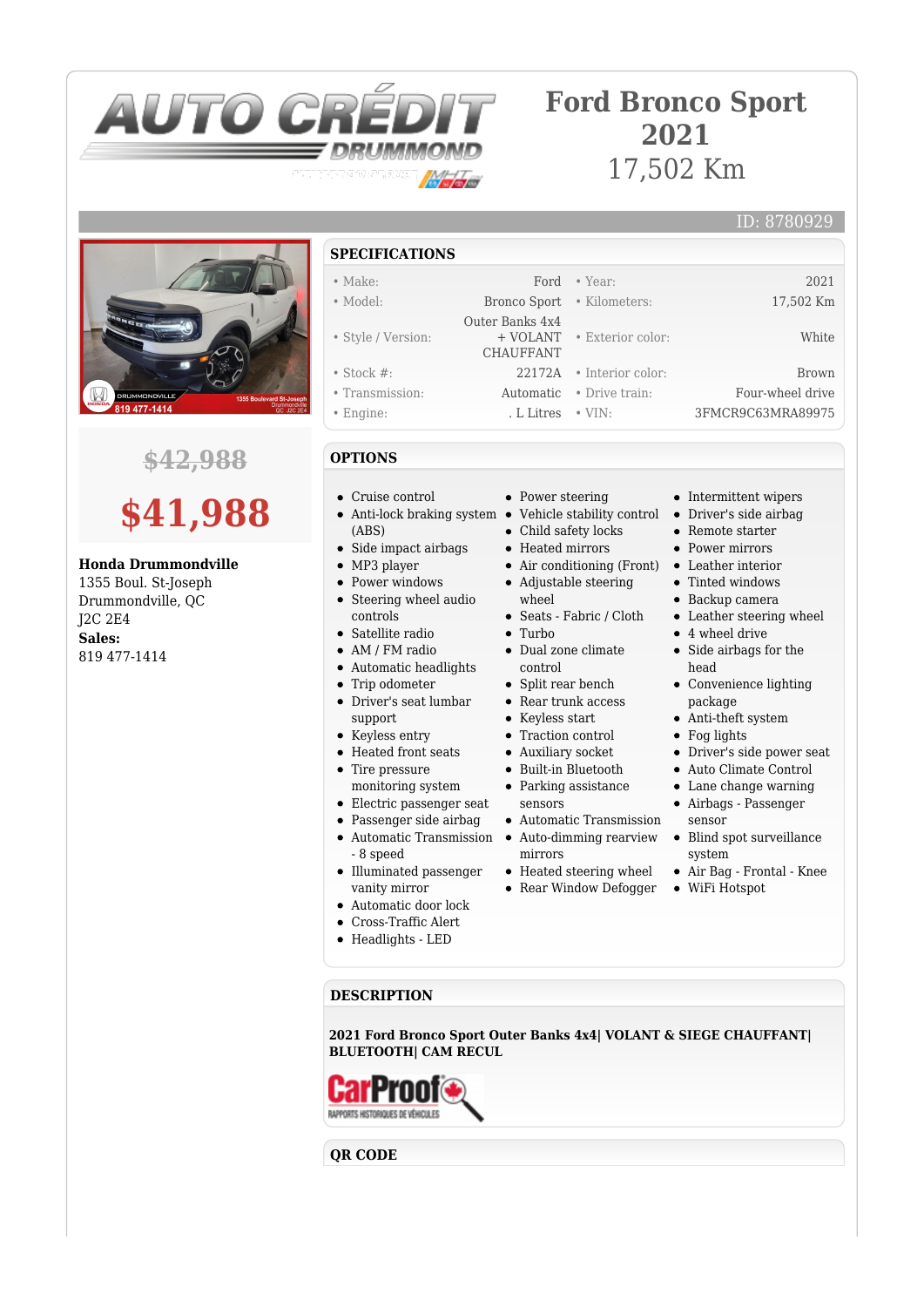# Ford Bronco Sport 2021

17,502 Km

ID: 8780929

~~$42,988~~

**$41,988**

**Honda Drummondville**
1355 Boul. St-Joseph
Drummondville, QC
J2C 2E4
**Sales:**
819 477-1414

## SPECIFICATIONS

| | | | |
|---|---|---|---|
| • Make: | Ford | • Year: | 2021 |
| • Model: | Bronco Sport | • Kilometers: | 17,502 Km |
| • Style / Version: | Outer Banks 4x4 + VOLANT CHAUFFANT | • Exterior color: | White |
| • Stock #: | 22172A | • Interior color: | Brown |
| • Transmission: | Automatic | • Drive train: | Four-wheel drive |
| • Engine: | . L Litres | • VIN: | 3FMCR9C63MRA89975 |

## OPTIONS

- Cruise control
- Anti-lock braking system (ABS)
- Side impact airbags
- MP3 player
- Power windows
- Steering wheel audio controls
- Satellite radio
- AM / FM radio
- Automatic headlights
- Trip odometer
- Driver's seat lumbar support
- Keyless entry
- Heated front seats
- Tire pressure monitoring system
- Electric passenger seat
- Passenger side airbag
- Automatic Transmission - 8 speed
- Illuminated passenger vanity mirror
- Automatic door lock
- Cross-Traffic Alert
- Headlights - LED
- Power steering
- Vehicle stability control
- Child safety locks
- Heated mirrors
- Air conditioning (Front)
- Adjustable steering wheel
- Seats - Fabric / Cloth
- Turbo
- Dual zone climate control
- Split rear bench
- Rear trunk access
- Keyless start
- Traction control
- Auxiliary socket
- Built-in Bluetooth
- Parking assistance sensors
- Automatic Transmission
- Auto-dimming rearview mirrors
- Heated steering wheel
- Rear Window Defogger
- Intermittent wipers
- Driver's side airbag
- Remote starter
- Power mirrors
- Leather interior
- Tinted windows
- Backup camera
- Leather steering wheel
- 4 wheel drive
- Side airbags for the head
- Convenience lighting package
- Anti-theft system
- Fog lights
- Driver's side power seat
- Auto Climate Control
- Lane change warning
- Airbags - Passenger sensor
- Blind spot surveillance system
- Air Bag - Frontal - Knee
- WiFi Hotspot

## DESCRIPTION

**2021 Ford Bronco Sport Outer Banks 4x4| VOLANT & SIEGE CHAUFFANT| BLUETOOTH| CAM RECUL**

## QR CODE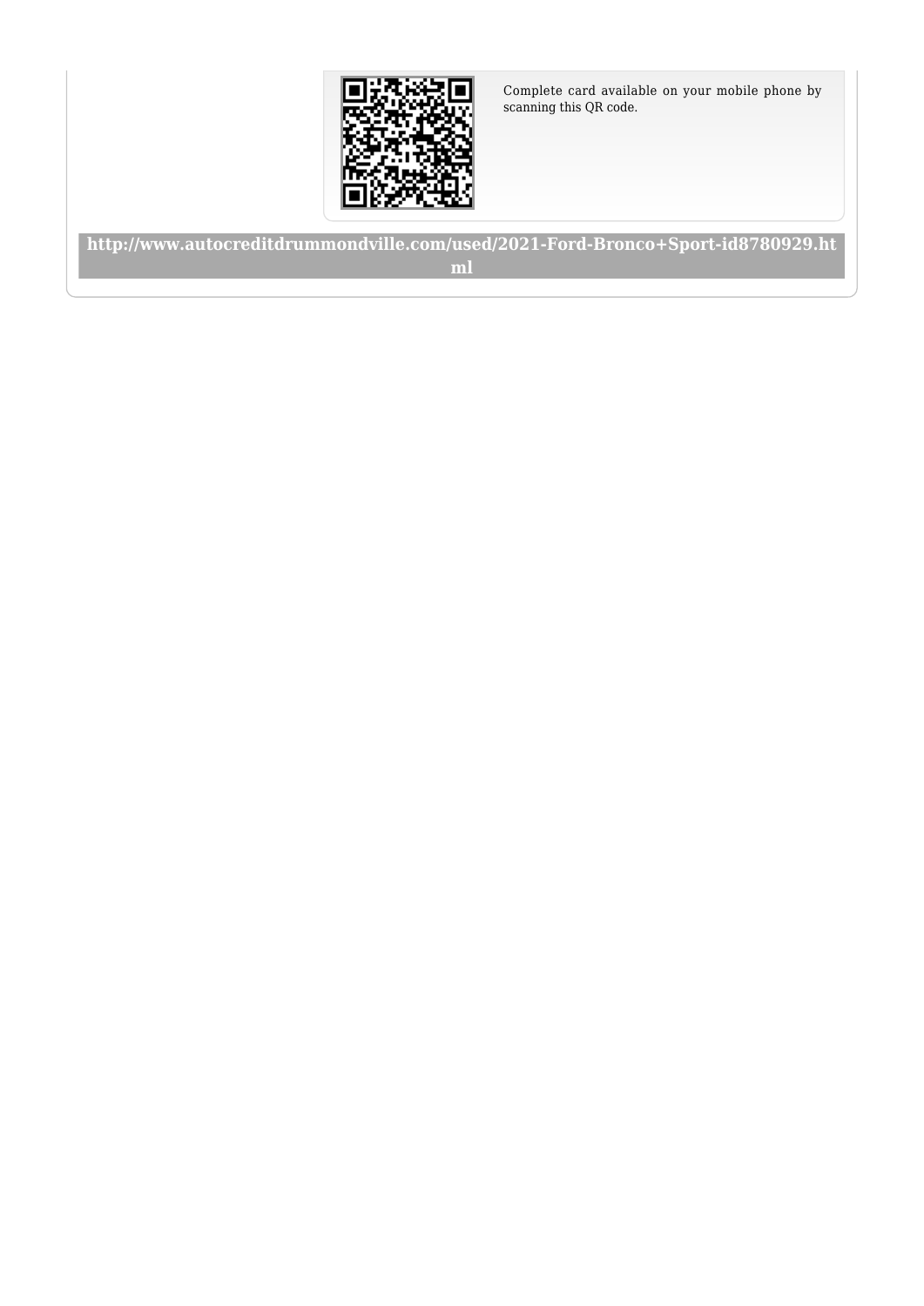Complete card available on your mobile phone by scanning this QR code.

**http://www.autocreditdrummondville.com/used/2021-Ford-Bronco+Sport-id8780929.html**